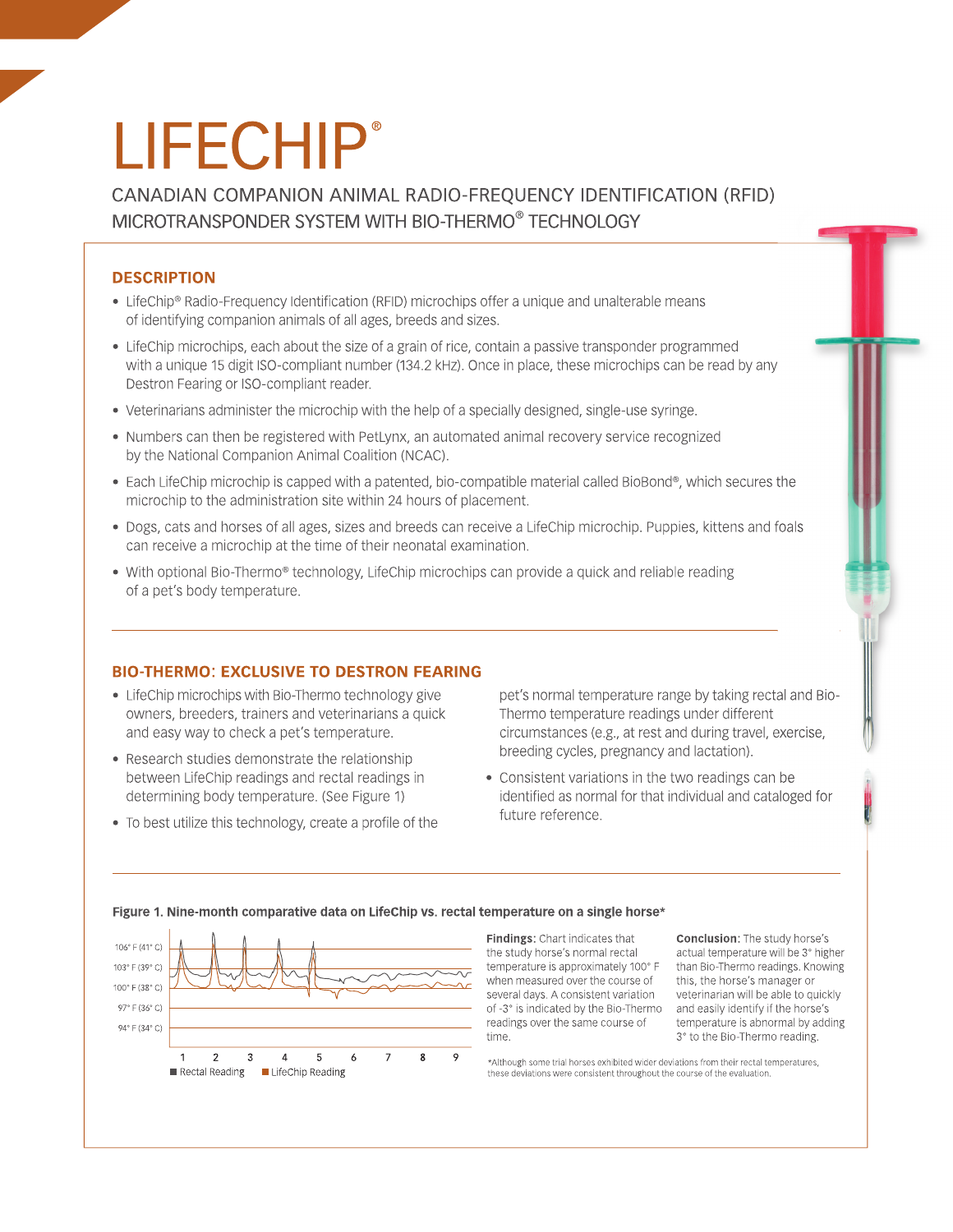# LIFECHIP®

## CANADIAN COMPANION ANIMAL RADIO-FREQUENCY IDENTIFICATION (RFID) MICROTRANSPONDER SYSTEM WITH BIO-THERMO® TECHNOLOGY

### DESCRIPTION

- LifeChip® Radio-Frequency Identification (RFID) microchips offer a unique and unalterable means of identifying companion animals of all ages, breeds and sizes.
- LifeChip microchips, each about the size of a grain of rice, contain a passive transponder programmed with a unique 15 digit ISO-compliant number (134.2 kHz). Once in place, these microchips can be read by any Destron Fearing or ISO-compliant reader.
- Veterinarians administer the microchip with the help of a specially designed, single-use syringe.
- Numbers can then be registered with PetLynx, an automated animal recovery service recognized by the National Companion Animal Coalition (NCAC).
- Each LifeChip microchip is capped with a patented, bio-compatible material called BioBond®, which secures the microchip to the administration site within 24 hours of placement.
- Dogs, cats and horses of all ages, sizes and breeds can receive a LifeChip microchip. Puppies, kittens and foals can receive a microchip at the time of their neonatal examination.
- With optional Bio-Thermo® technology, LifeChip microchips can provide a quick and reliable reading of a pet's body temperature.

### BIO-THERMO: EXCLUSIVE TO DESTRON FEARING

- LifeChip microchips with Bio-Thermo technology give owners, breeders, trainers and veterinarians a quick and easy way to check a pet's temperature.
- Research studies demonstrate the relationship between LifeChip readings and rectal readings in determining body temperature. (See Figure 1)
- To best utilize this technology, create a profile of the pet's normal temperature range by taking rectal and Bio-Thermo temperature readings under different circumstances (e.g., at rest and during travel, exercise, breeding cycles, pregnancy and lactation).
- Consistent variations in the two readings can be identified as normal for that individual and cataloged for future reference.

**Figure 1. Nine-month comparative data on LifeChip vs. rectal temperature on a single horse***

**Findings:** Chart indicates that the study horse's normal rectal temperature is approximately 100° F when measured over the course of several days. A consistent variation of -3° is indicated by the Bio-Thermo readings over the same course of time.

**Conclusion:** The study horse's actual temperature will be 3° higher than Bio-Thermo readings. Knowing this, the horse's manager or veterinarian will be able to quickly and easily identify if the horse's temperature is abnormal by adding 3° to the Bio-Thermo reading.

*Although some trial horses exhibited wider deviations from their rectal temperatures, these deviations were consistent throughout the course of the evaluation.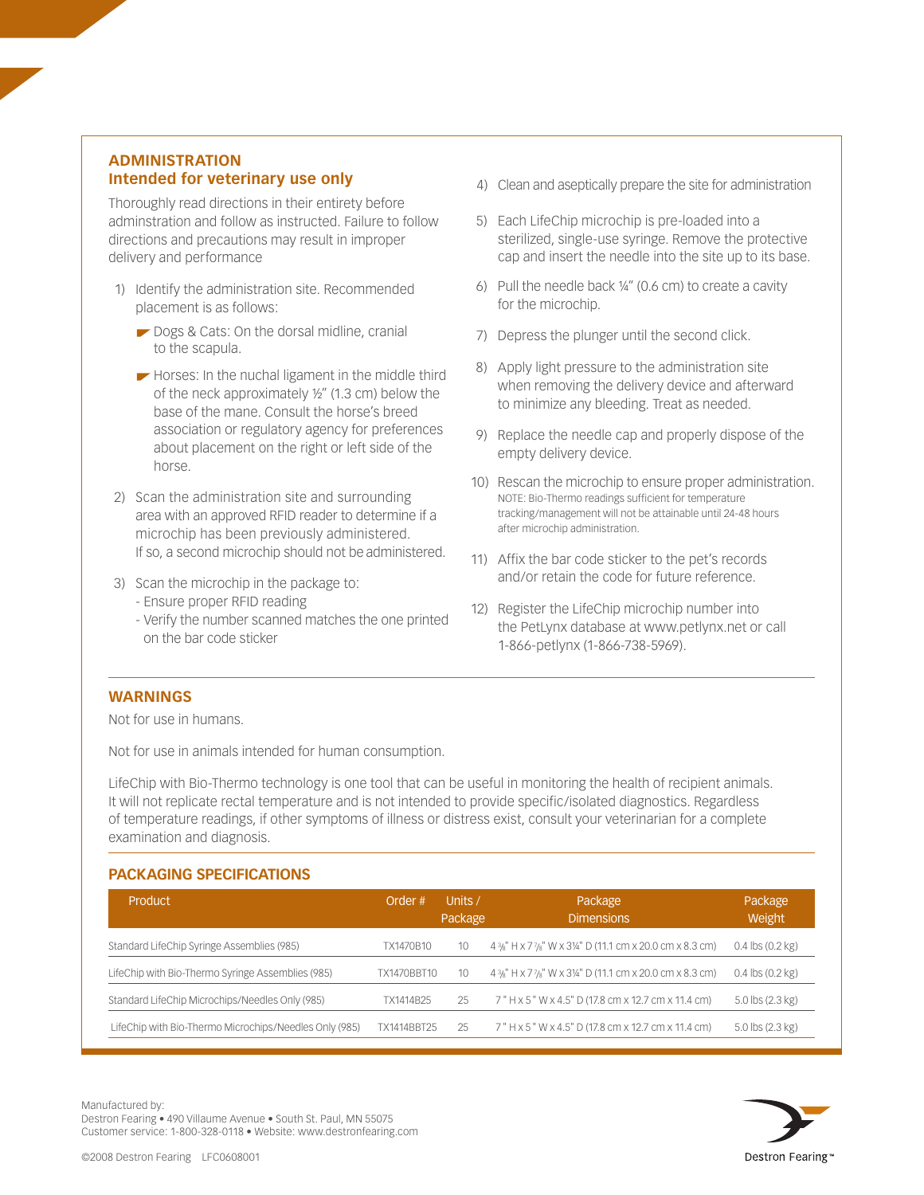## ADMINISTRATION

### Intended for veterinary use only

Thoroughly read directions in their entirety before adminstration and follow as instructed. Failure to follow directions and precautions may result in improper delivery and performance

1) Identify the administration site. Recommended placement is as follows:
   - Dogs & Cats: On the dorsal midline, cranial to the scapula.
   - Horses: In the nuchal ligament in the middle third of the neck approximately ½" (1.3 cm) below the base of the mane. Consult the horse's breed association or regulatory agency for preferences about placement on the right or left side of the horse.
2) Scan the administration site and surrounding area with an approved RFID reader to determine if a microchip has been previously administered. If so, a second microchip should not be administered.
3) Scan the microchip in the package to:
   - Ensure proper RFID reading
   - Verify the number scanned matches the one printed on the bar code sticker
4) Clean and aseptically prepare the site for administration
5) Each LifeChip microchip is pre-loaded into a sterilized, single-use syringe. Remove the protective cap and insert the needle into the site up to its base.
6) Pull the needle back ¼" (0.6 cm) to create a cavity for the microchip.
7) Depress the plunger until the second click.
8) Apply light pressure to the administration site when removing the delivery device and afterward to minimize any bleeding. Treat as needed.
9) Replace the needle cap and properly dispose of the empty delivery device.
10) Rescan the microchip to ensure proper administration. NOTE: Bio-Thermo readings sufficient for temperature tracking/management will not be attainable until 24-48 hours after microchip administration.
11) Affix the bar code sticker to the pet's records and/or retain the code for future reference.
12) Register the LifeChip microchip number into the PetLynx database at www.petlynx.net or call 1-866-petlynx (1-866-738-5969).

## WARNINGS

Not for use in humans.

Not for use in animals intended for human consumption.

LifeChip with Bio-Thermo technology is one tool that can be useful in monitoring the health of recipient animals. It will not replicate rectal temperature and is not intended to provide specific/isolated diagnostics. Regardless of temperature readings, if other symptoms of illness or distress exist, consult your veterinarian for a complete examination and diagnosis.

## PACKAGING SPECIFICATIONS

| Product | Order # | Units / Package | Package Dimensions | Package Weight |
|---|---|---|---|---|
| Standard LifeChip Syringe Assemblies (985) | TX1470B10 | 10 | 4 ⅜" H x 7 ⅞" W x 3¼" D (11.1 cm x 20.0 cm x 8.3 cm) | 0.4 lbs (0.2 kg) |
| LifeChip with Bio-Thermo Syringe Assemblies (985) | TX1470BBT10 | 10 | 4 ⅜" H x 7 ⅞" W x 3¼" D (11.1 cm x 20.0 cm x 8.3 cm) | 0.4 lbs (0.2 kg) |
| Standard LifeChip Microchips/Needles Only (985) | TX1414B25 | 25 | 7 " H x 5 " W x 4.5" D (17.8 cm x 12.7 cm x 11.4 cm) | 5.0 lbs (2.3 kg) |
| LifeChip with Bio-Thermo Microchips/Needles Only (985) | TX1414BBT25 | 25 | 7 " H x 5 " W x 4.5" D (17.8 cm x 12.7 cm x 11.4 cm) | 5.0 lbs (2.3 kg) |

Manufactured by:
Destron Fearing • 490 Villaume Avenue • South St. Paul, MN 55075
Customer service: 1-800-328-0118 • Website: www.destronfearing.com

©2008 Destron Fearing LFC0608001

Destron Fearing™